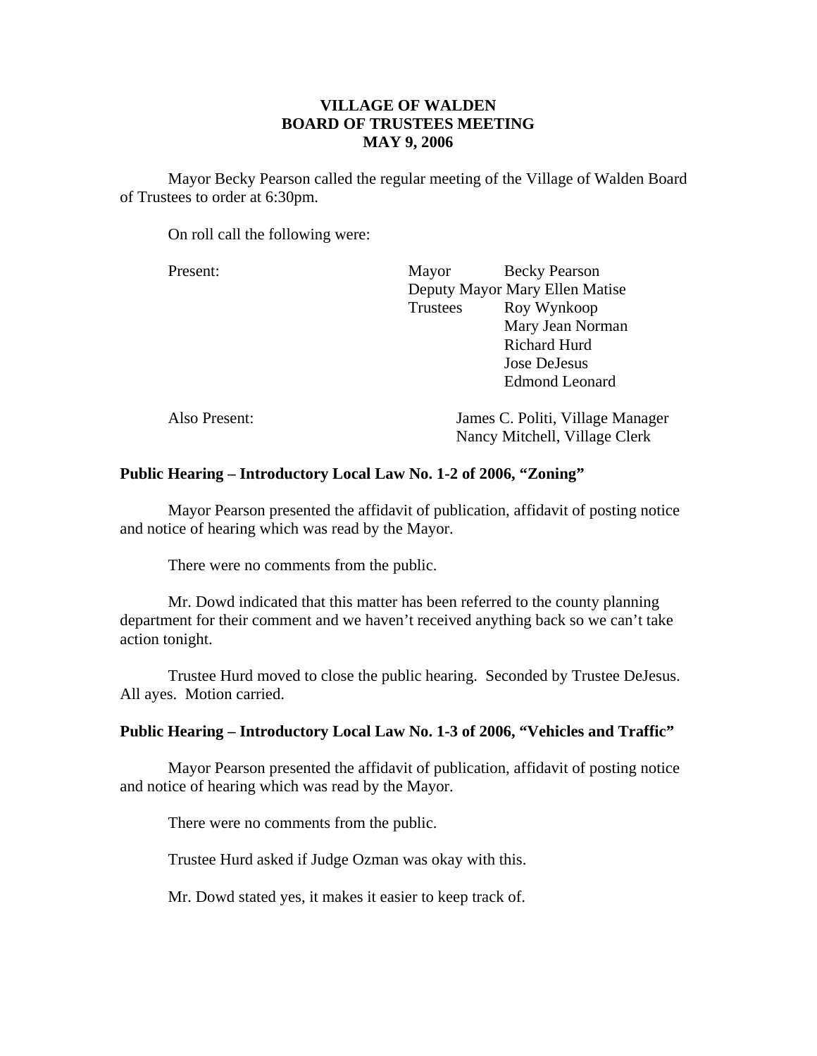# VILLAGE OF WALDEN
## BOARD OF TRUSTEES MEETING
## MAY 9, 2006

Mayor Becky Pearson called the regular meeting of the Village of Walden Board of Trustees to order at 6:30pm.

On roll call the following were:

Present:

Mayor Becky Pearson
Deputy Mayor Mary Ellen Matise
Trustees Roy Wynkoop
Mary Jean Norman
Richard Hurd
Jose DeJesus
Edmond Leonard

Also Present:

James C. Politi, Village Manager
Nancy Mitchell, Village Clerk

**Public Hearing – Introductory Local Law No. 1-2 of 2006, "Zoning"**

Mayor Pearson presented the affidavit of publication, affidavit of posting notice and notice of hearing which was read by the Mayor.

There were no comments from the public.

Mr. Dowd indicated that this matter has been referred to the county planning department for their comment and we haven't received anything back so we can't take action tonight.

Trustee Hurd moved to close the public hearing. Seconded by Trustee DeJesus. All ayes. Motion carried.

**Public Hearing – Introductory Local Law No. 1-3 of 2006, "Vehicles and Traffic"**

Mayor Pearson presented the affidavit of publication, affidavit of posting notice and notice of hearing which was read by the Mayor.

There were no comments from the public.

Trustee Hurd asked if Judge Ozman was okay with this.

Mr. Dowd stated yes, it makes it easier to keep track of.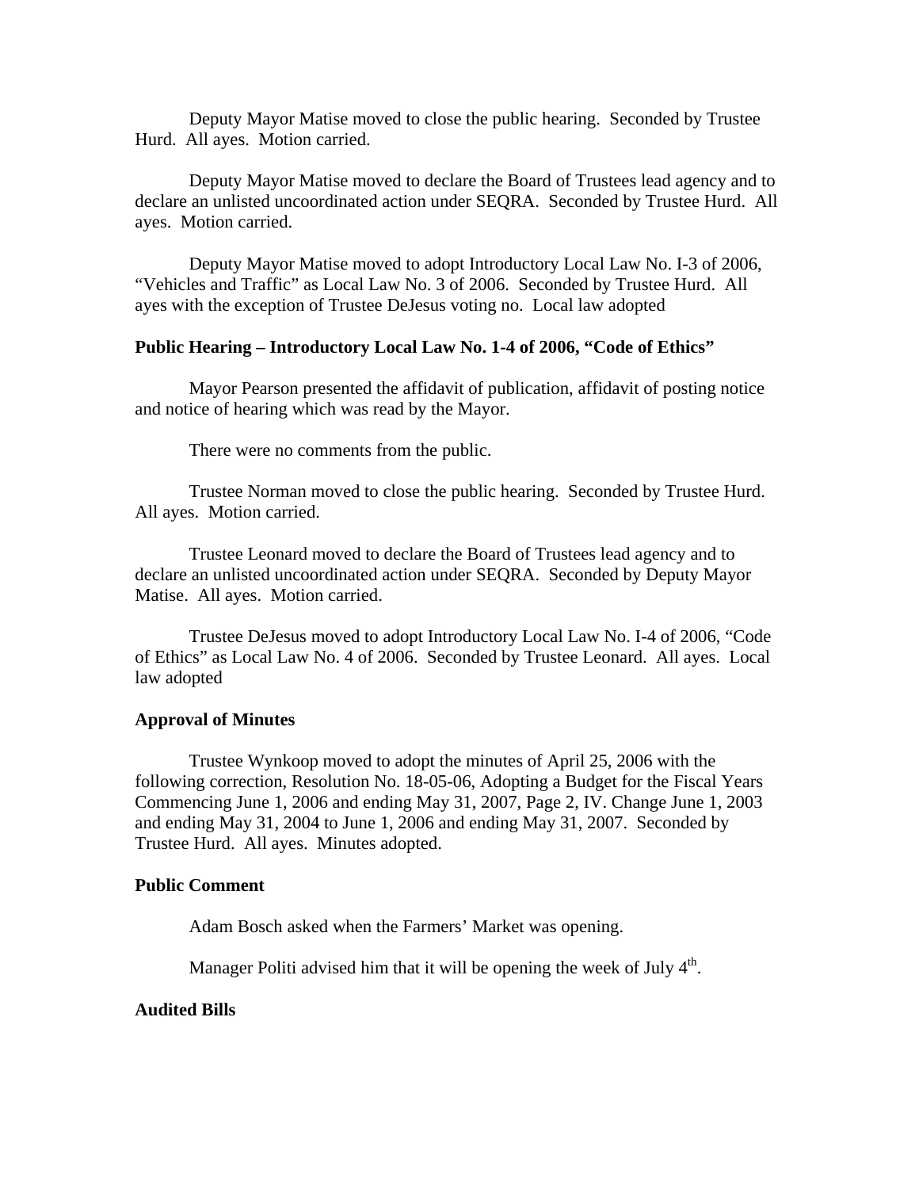Deputy Mayor Matise moved to close the public hearing. Seconded by Trustee Hurd. All ayes. Motion carried.

Deputy Mayor Matise moved to declare the Board of Trustees lead agency and to declare an unlisted uncoordinated action under SEQRA. Seconded by Trustee Hurd. All ayes. Motion carried.

Deputy Mayor Matise moved to adopt Introductory Local Law No. I-3 of 2006, "Vehicles and Traffic" as Local Law No. 3 of 2006. Seconded by Trustee Hurd. All ayes with the exception of Trustee DeJesus voting no. Local law adopted

**Public Hearing – Introductory Local Law No. 1-4 of 2006, "Code of Ethics"**

Mayor Pearson presented the affidavit of publication, affidavit of posting notice and notice of hearing which was read by the Mayor.

There were no comments from the public.

Trustee Norman moved to close the public hearing. Seconded by Trustee Hurd. All ayes. Motion carried.

Trustee Leonard moved to declare the Board of Trustees lead agency and to declare an unlisted uncoordinated action under SEQRA. Seconded by Deputy Mayor Matise. All ayes. Motion carried.

Trustee DeJesus moved to adopt Introductory Local Law No. I-4 of 2006, "Code of Ethics" as Local Law No. 4 of 2006. Seconded by Trustee Leonard. All ayes. Local law adopted

**Approval of Minutes**

Trustee Wynkoop moved to adopt the minutes of April 25, 2006 with the following correction, Resolution No. 18-05-06, Adopting a Budget for the Fiscal Years Commencing June 1, 2006 and ending May 31, 2007, Page 2, IV. Change June 1, 2003 and ending May 31, 2004 to June 1, 2006 and ending May 31, 2007. Seconded by Trustee Hurd. All ayes. Minutes adopted.

**Public Comment**

Adam Bosch asked when the Farmers' Market was opening.

Manager Politi advised him that it will be opening the week of July 4th.

**Audited Bills**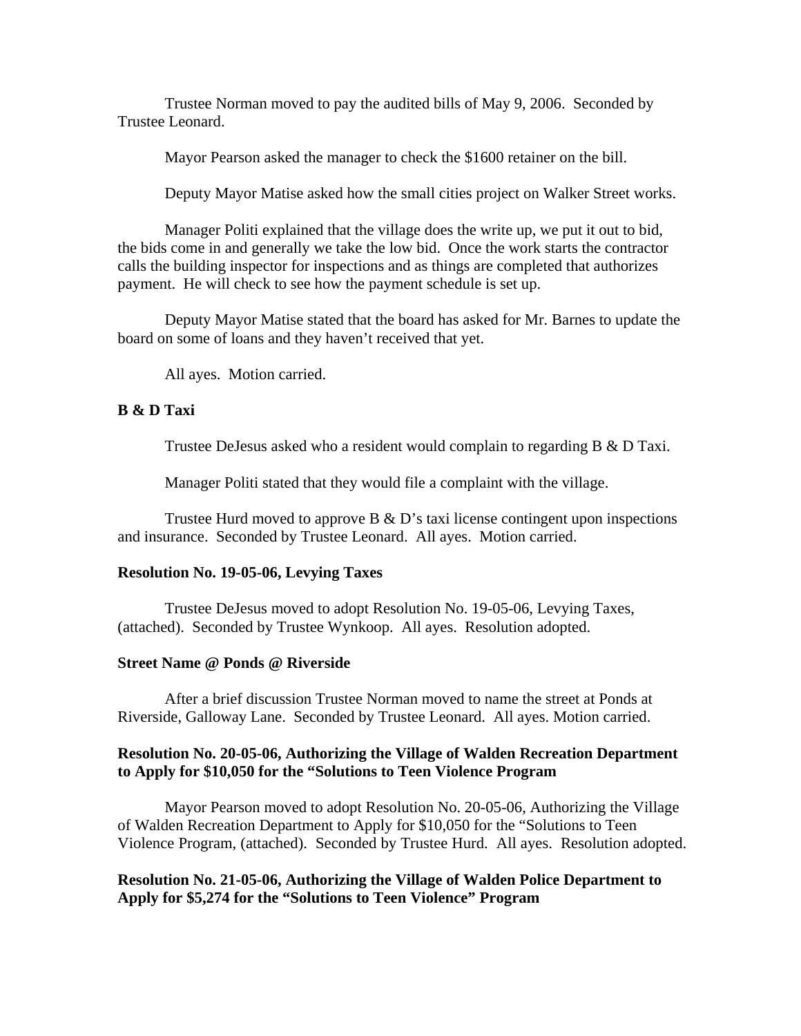Trustee Norman moved to pay the audited bills of May 9, 2006. Seconded by Trustee Leonard.

Mayor Pearson asked the manager to check the $1600 retainer on the bill.

Deputy Mayor Matise asked how the small cities project on Walker Street works.

Manager Politi explained that the village does the write up, we put it out to bid, the bids come in and generally we take the low bid. Once the work starts the contractor calls the building inspector for inspections and as things are completed that authorizes payment. He will check to see how the payment schedule is set up.

Deputy Mayor Matise stated that the board has asked for Mr. Barnes to update the board on some of loans and they haven't received that yet.

All ayes. Motion carried.

**B & D Taxi**

Trustee DeJesus asked who a resident would complain to regarding B & D Taxi.

Manager Politi stated that they would file a complaint with the village.

Trustee Hurd moved to approve B & D's taxi license contingent upon inspections and insurance. Seconded by Trustee Leonard. All ayes. Motion carried.

**Resolution No. 19-05-06, Levying Taxes**

Trustee DeJesus moved to adopt Resolution No. 19-05-06, Levying Taxes, (attached). Seconded by Trustee Wynkoop. All ayes. Resolution adopted.

**Street Name @ Ponds @ Riverside**

After a brief discussion Trustee Norman moved to name the street at Ponds at Riverside, Galloway Lane. Seconded by Trustee Leonard. All ayes. Motion carried.

**Resolution No. 20-05-06, Authorizing the Village of Walden Recreation Department to Apply for $10,050 for the "Solutions to Teen Violence Program**

Mayor Pearson moved to adopt Resolution No. 20-05-06, Authorizing the Village of Walden Recreation Department to Apply for $10,050 for the "Solutions to Teen Violence Program, (attached). Seconded by Trustee Hurd. All ayes. Resolution adopted.

**Resolution No. 21-05-06, Authorizing the Village of Walden Police Department to Apply for $5,274 for the "Solutions to Teen Violence" Program**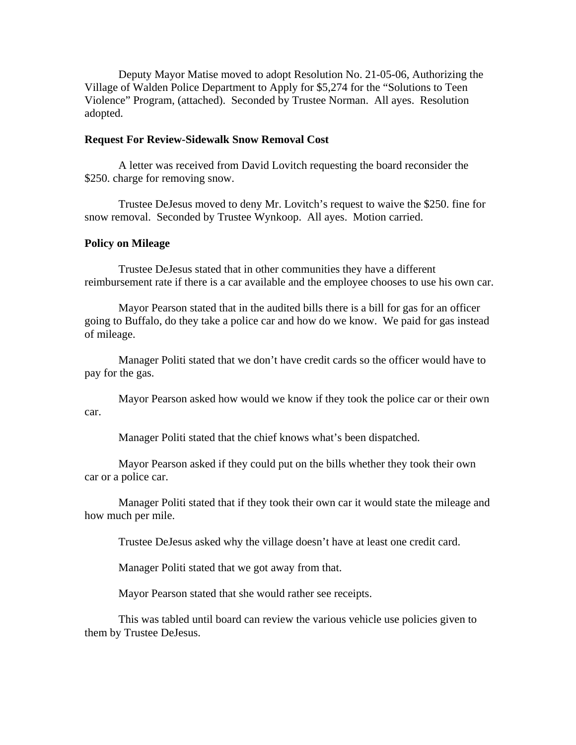Deputy Mayor Matise moved to adopt Resolution No. 21-05-06, Authorizing the Village of Walden Police Department to Apply for $5,274 for the "Solutions to Teen Violence" Program, (attached). Seconded by Trustee Norman. All ayes. Resolution adopted.

**Request For Review-Sidewalk Snow Removal Cost**

A letter was received from David Lovitch requesting the board reconsider the $250. charge for removing snow.

Trustee DeJesus moved to deny Mr. Lovitch's request to waive the $250. fine for snow removal. Seconded by Trustee Wynkoop. All ayes. Motion carried.

**Policy on Mileage**

Trustee DeJesus stated that in other communities they have a different reimbursement rate if there is a car available and the employee chooses to use his own car.

Mayor Pearson stated that in the audited bills there is a bill for gas for an officer going to Buffalo, do they take a police car and how do we know. We paid for gas instead of mileage.

Manager Politi stated that we don't have credit cards so the officer would have to pay for the gas.

Mayor Pearson asked how would we know if they took the police car or their own car.

Manager Politi stated that the chief knows what's been dispatched.

Mayor Pearson asked if they could put on the bills whether they took their own car or a police car.

Manager Politi stated that if they took their own car it would state the mileage and how much per mile.

Trustee DeJesus asked why the village doesn't have at least one credit card.

Manager Politi stated that we got away from that.

Mayor Pearson stated that she would rather see receipts.

This was tabled until board can review the various vehicle use policies given to them by Trustee DeJesus.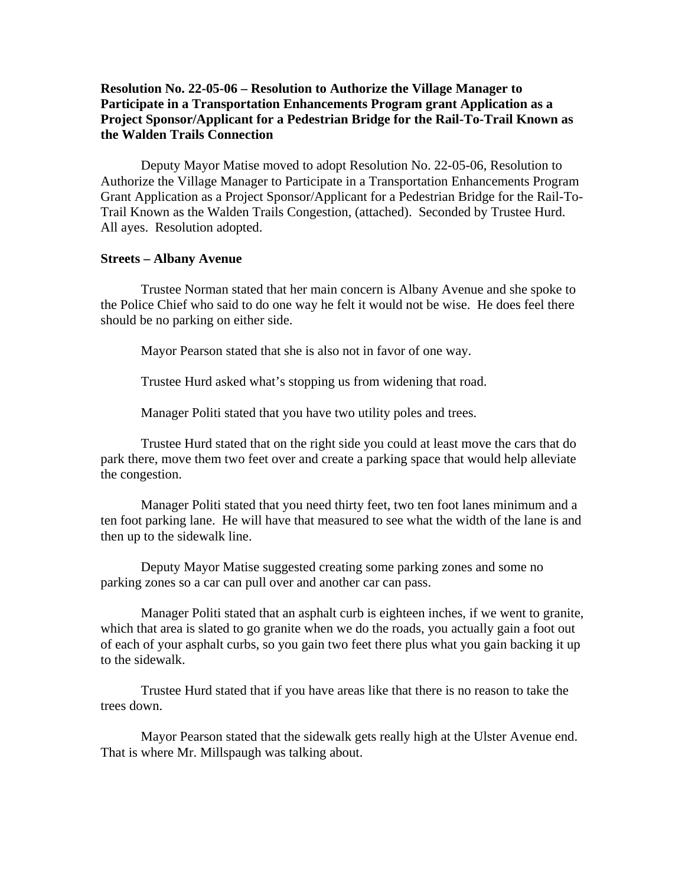**Resolution No. 22-05-06 – Resolution to Authorize the Village Manager to Participate in a Transportation Enhancements Program grant Application as a Project Sponsor/Applicant for a Pedestrian Bridge for the Rail-To-Trail Known as the Walden Trails Connection**

Deputy Mayor Matise moved to adopt Resolution No. 22-05-06, Resolution to Authorize the Village Manager to Participate in a Transportation Enhancements Program Grant Application as a Project Sponsor/Applicant for a Pedestrian Bridge for the Rail-To-Trail Known as the Walden Trails Congestion, (attached). Seconded by Trustee Hurd. All ayes. Resolution adopted.

**Streets – Albany Avenue**

Trustee Norman stated that her main concern is Albany Avenue and she spoke to the Police Chief who said to do one way he felt it would not be wise. He does feel there should be no parking on either side.

Mayor Pearson stated that she is also not in favor of one way.

Trustee Hurd asked what's stopping us from widening that road.

Manager Politi stated that you have two utility poles and trees.

Trustee Hurd stated that on the right side you could at least move the cars that do park there, move them two feet over and create a parking space that would help alleviate the congestion.

Manager Politi stated that you need thirty feet, two ten foot lanes minimum and a ten foot parking lane. He will have that measured to see what the width of the lane is and then up to the sidewalk line.

Deputy Mayor Matise suggested creating some parking zones and some no parking zones so a car can pull over and another car can pass.

Manager Politi stated that an asphalt curb is eighteen inches, if we went to granite, which that area is slated to go granite when we do the roads, you actually gain a foot out of each of your asphalt curbs, so you gain two feet there plus what you gain backing it up to the sidewalk.

Trustee Hurd stated that if you have areas like that there is no reason to take the trees down.

Mayor Pearson stated that the sidewalk gets really high at the Ulster Avenue end. That is where Mr. Millspaugh was talking about.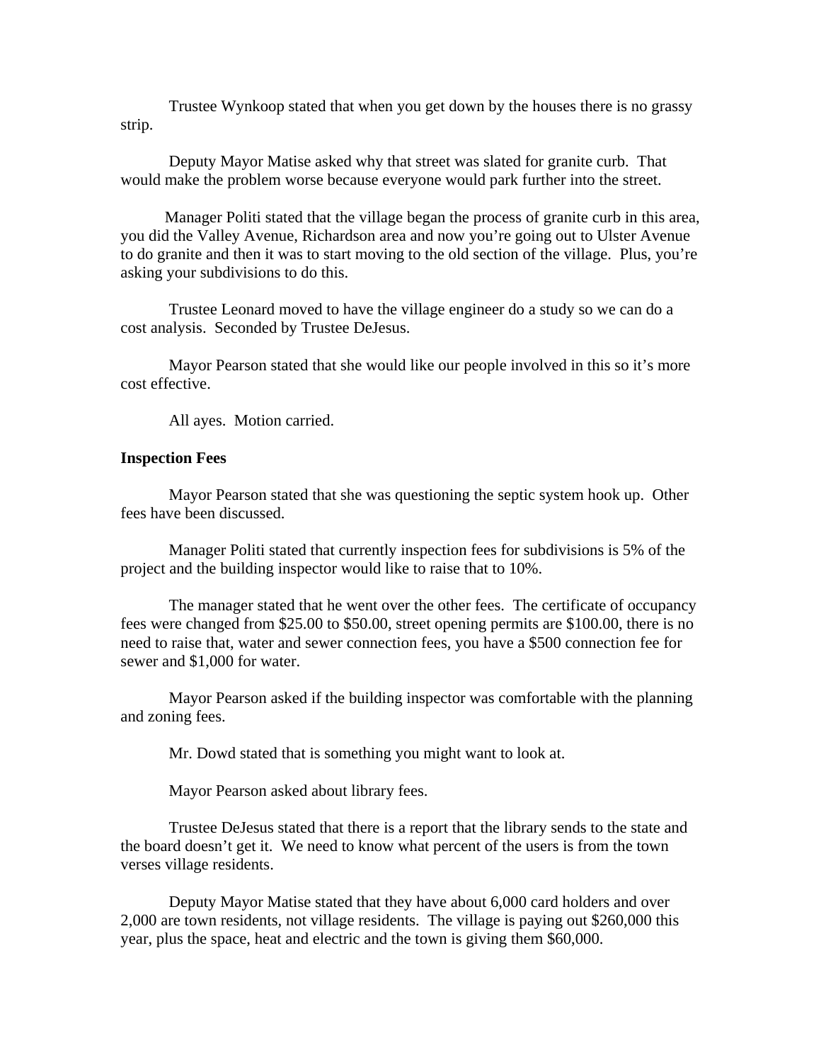Trustee Wynkoop stated that when you get down by the houses there is no grassy strip.

Deputy Mayor Matise asked why that street was slated for granite curb. That would make the problem worse because everyone would park further into the street.

Manager Politi stated that the village began the process of granite curb in this area, you did the Valley Avenue, Richardson area and now you're going out to Ulster Avenue to do granite and then it was to start moving to the old section of the village. Plus, you're asking your subdivisions to do this.

Trustee Leonard moved to have the village engineer do a study so we can do a cost analysis. Seconded by Trustee DeJesus.

Mayor Pearson stated that she would like our people involved in this so it's more cost effective.

All ayes. Motion carried.

**Inspection Fees**

Mayor Pearson stated that she was questioning the septic system hook up. Other fees have been discussed.

Manager Politi stated that currently inspection fees for subdivisions is 5% of the project and the building inspector would like to raise that to 10%.

The manager stated that he went over the other fees. The certificate of occupancy fees were changed from $25.00 to $50.00, street opening permits are $100.00, there is no need to raise that, water and sewer connection fees, you have a $500 connection fee for sewer and $1,000 for water.

Mayor Pearson asked if the building inspector was comfortable with the planning and zoning fees.

Mr. Dowd stated that is something you might want to look at.

Mayor Pearson asked about library fees.

Trustee DeJesus stated that there is a report that the library sends to the state and the board doesn't get it. We need to know what percent of the users is from the town verses village residents.

Deputy Mayor Matise stated that they have about 6,000 card holders and over 2,000 are town residents, not village residents. The village is paying out $260,000 this year, plus the space, heat and electric and the town is giving them $60,000.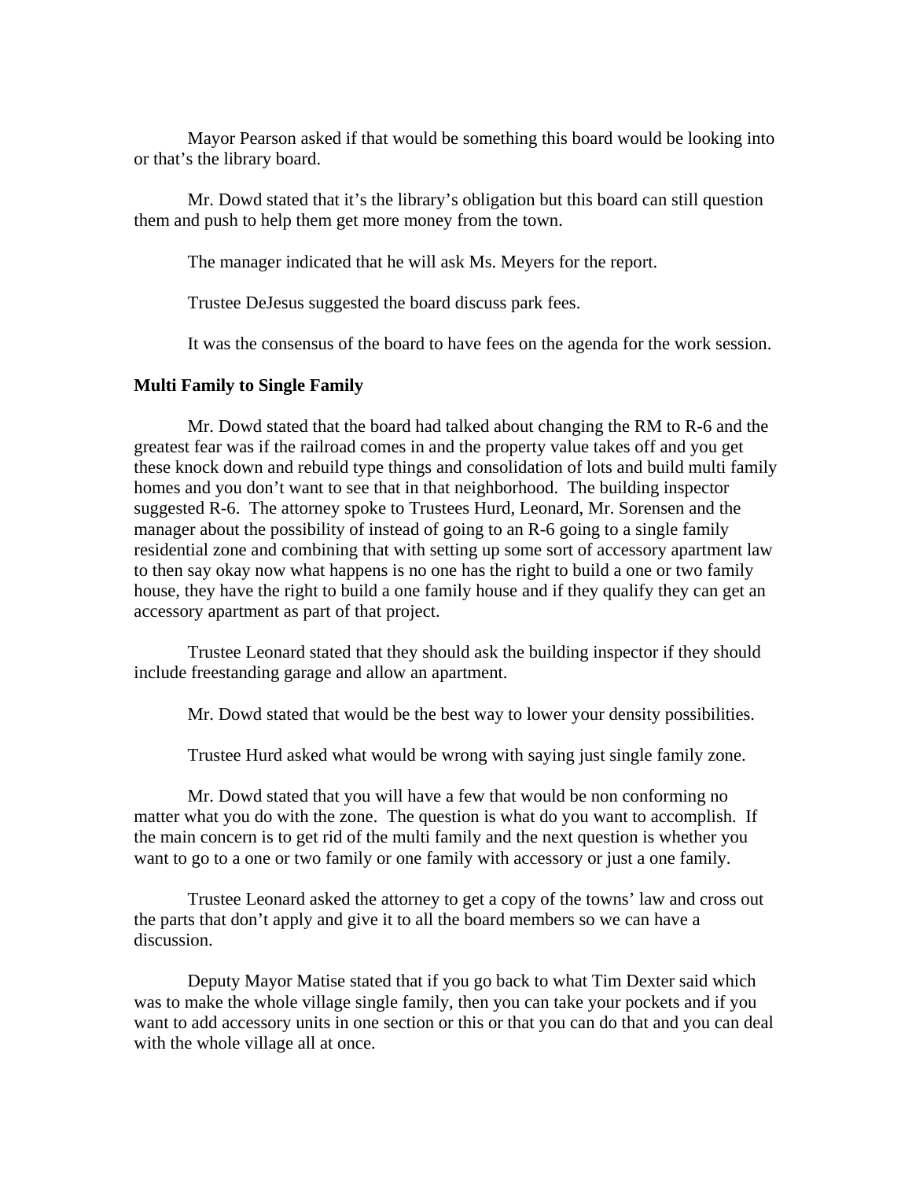Mayor Pearson asked if that would be something this board would be looking into or that's the library board.

Mr. Dowd stated that it's the library's obligation but this board can still question them and push to help them get more money from the town.

The manager indicated that he will ask Ms. Meyers for the report.

Trustee DeJesus suggested the board discuss park fees.

It was the consensus of the board to have fees on the agenda for the work session.

**Multi Family to Single Family**

Mr. Dowd stated that the board had talked about changing the RM to R-6 and the greatest fear was if the railroad comes in and the property value takes off and you get these knock down and rebuild type things and consolidation of lots and build multi family homes and you don't want to see that in that neighborhood. The building inspector suggested R-6. The attorney spoke to Trustees Hurd, Leonard, Mr. Sorensen and the manager about the possibility of instead of going to an R-6 going to a single family residential zone and combining that with setting up some sort of accessory apartment law to then say okay now what happens is no one has the right to build a one or two family house, they have the right to build a one family house and if they qualify they can get an accessory apartment as part of that project.

Trustee Leonard stated that they should ask the building inspector if they should include freestanding garage and allow an apartment.

Mr. Dowd stated that would be the best way to lower your density possibilities.

Trustee Hurd asked what would be wrong with saying just single family zone.

Mr. Dowd stated that you will have a few that would be non conforming no matter what you do with the zone. The question is what do you want to accomplish. If the main concern is to get rid of the multi family and the next question is whether you want to go to a one or two family or one family with accessory or just a one family.

Trustee Leonard asked the attorney to get a copy of the towns' law and cross out the parts that don't apply and give it to all the board members so we can have a discussion.

Deputy Mayor Matise stated that if you go back to what Tim Dexter said which was to make the whole village single family, then you can take your pockets and if you want to add accessory units in one section or this or that you can do that and you can deal with the whole village all at once.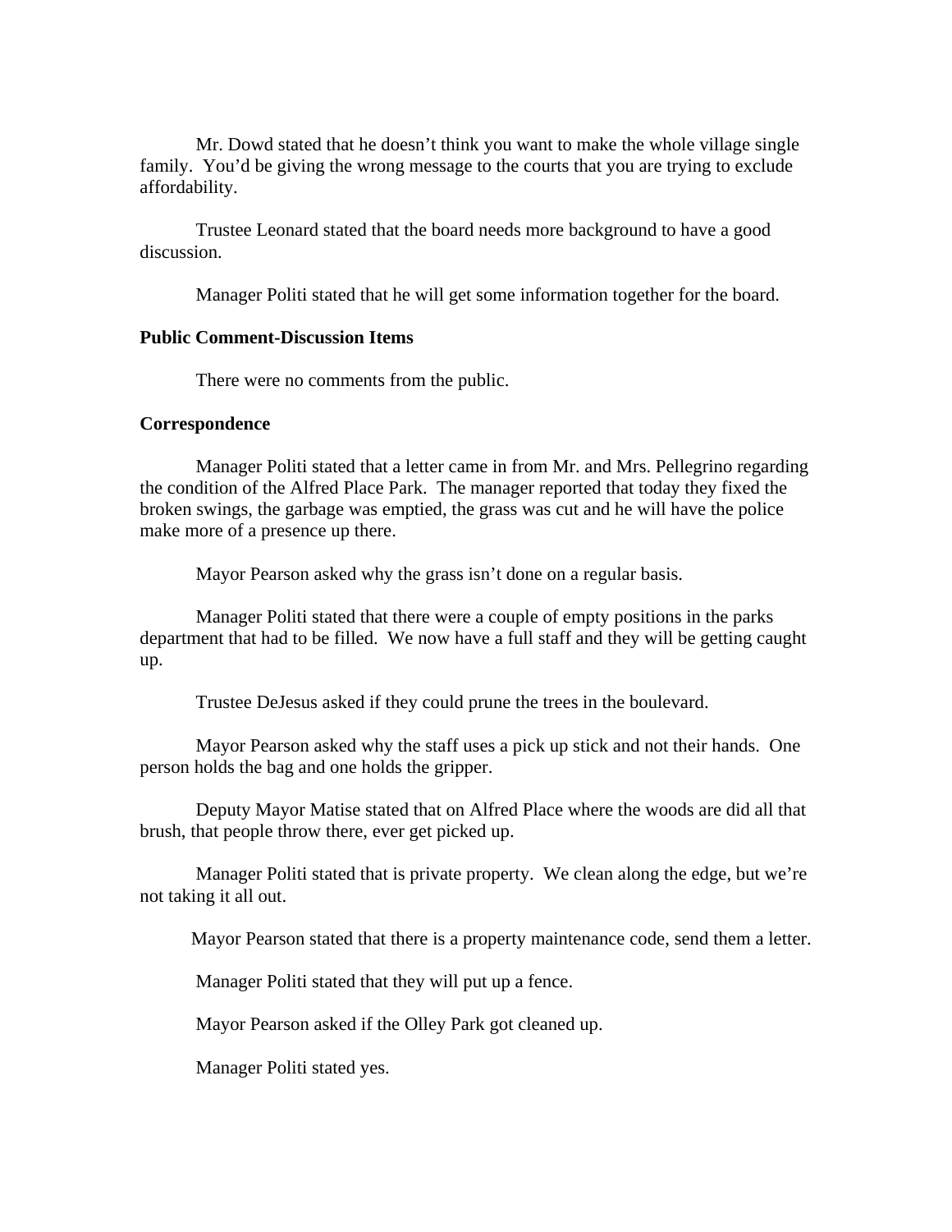Mr. Dowd stated that he doesn't think you want to make the whole village single family. You'd be giving the wrong message to the courts that you are trying to exclude affordability.

Trustee Leonard stated that the board needs more background to have a good discussion.

Manager Politi stated that he will get some information together for the board.

**Public Comment-Discussion Items**

There were no comments from the public.

**Correspondence**

Manager Politi stated that a letter came in from Mr. and Mrs. Pellegrino regarding the condition of the Alfred Place Park. The manager reported that today they fixed the broken swings, the garbage was emptied, the grass was cut and he will have the police make more of a presence up there.

Mayor Pearson asked why the grass isn't done on a regular basis.

Manager Politi stated that there were a couple of empty positions in the parks department that had to be filled. We now have a full staff and they will be getting caught up.

Trustee DeJesus asked if they could prune the trees in the boulevard.

Mayor Pearson asked why the staff uses a pick up stick and not their hands. One person holds the bag and one holds the gripper.

Deputy Mayor Matise stated that on Alfred Place where the woods are did all that brush, that people throw there, ever get picked up.

Manager Politi stated that is private property. We clean along the edge, but we're not taking it all out.

Mayor Pearson stated that there is a property maintenance code, send them a letter.

Manager Politi stated that they will put up a fence.

Mayor Pearson asked if the Olley Park got cleaned up.

Manager Politi stated yes.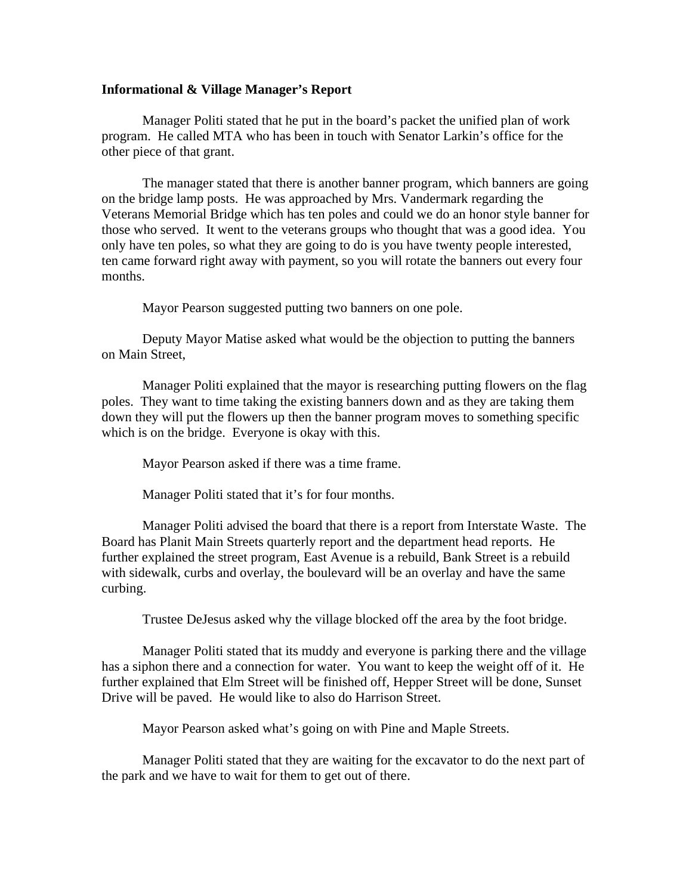**Informational & Village Manager's Report**

Manager Politi stated that he put in the board's packet the unified plan of work program. He called MTA who has been in touch with Senator Larkin's office for the other piece of that grant.

The manager stated that there is another banner program, which banners are going on the bridge lamp posts. He was approached by Mrs. Vandermark regarding the Veterans Memorial Bridge which has ten poles and could we do an honor style banner for those who served. It went to the veterans groups who thought that was a good idea. You only have ten poles, so what they are going to do is you have twenty people interested, ten came forward right away with payment, so you will rotate the banners out every four months.

Mayor Pearson suggested putting two banners on one pole.

Deputy Mayor Matise asked what would be the objection to putting the banners on Main Street,

Manager Politi explained that the mayor is researching putting flowers on the flag poles. They want to time taking the existing banners down and as they are taking them down they will put the flowers up then the banner program moves to something specific which is on the bridge. Everyone is okay with this.

Mayor Pearson asked if there was a time frame.

Manager Politi stated that it's for four months.

Manager Politi advised the board that there is a report from Interstate Waste. The Board has Planit Main Streets quarterly report and the department head reports. He further explained the street program, East Avenue is a rebuild, Bank Street is a rebuild with sidewalk, curbs and overlay, the boulevard will be an overlay and have the same curbing.

Trustee DeJesus asked why the village blocked off the area by the foot bridge.

Manager Politi stated that its muddy and everyone is parking there and the village has a siphon there and a connection for water. You want to keep the weight off of it. He further explained that Elm Street will be finished off, Hepper Street will be done, Sunset Drive will be paved. He would like to also do Harrison Street.

Mayor Pearson asked what's going on with Pine and Maple Streets.

Manager Politi stated that they are waiting for the excavator to do the next part of the park and we have to wait for them to get out of there.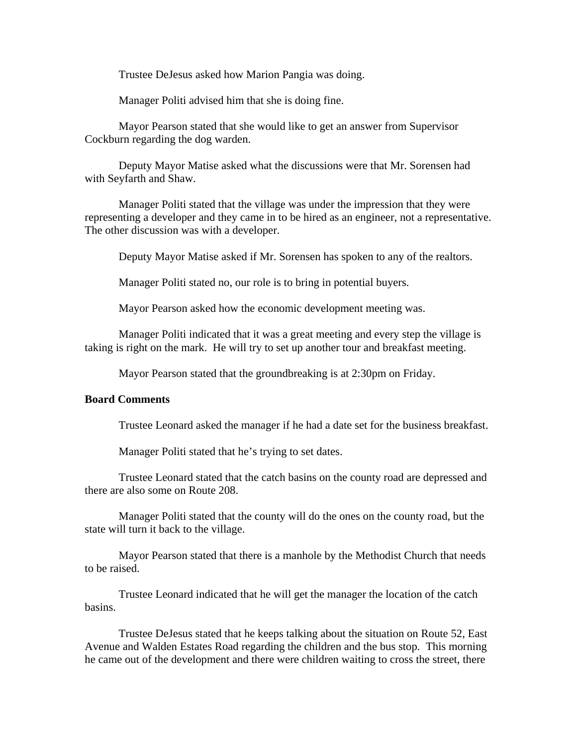Trustee DeJesus asked how Marion Pangia was doing.

Manager Politi advised him that she is doing fine.

Mayor Pearson stated that she would like to get an answer from Supervisor Cockburn regarding the dog warden.

Deputy Mayor Matise asked what the discussions were that Mr. Sorensen had with Seyfarth and Shaw.

Manager Politi stated that the village was under the impression that they were representing a developer and they came in to be hired as an engineer, not a representative. The other discussion was with a developer.

Deputy Mayor Matise asked if Mr. Sorensen has spoken to any of the realtors.

Manager Politi stated no, our role is to bring in potential buyers.

Mayor Pearson asked how the economic development meeting was.

Manager Politi indicated that it was a great meeting and every step the village is taking is right on the mark. He will try to set up another tour and breakfast meeting.

Mayor Pearson stated that the groundbreaking is at 2:30pm on Friday.

**Board Comments**

Trustee Leonard asked the manager if he had a date set for the business breakfast.

Manager Politi stated that he's trying to set dates.

Trustee Leonard stated that the catch basins on the county road are depressed and there are also some on Route 208.

Manager Politi stated that the county will do the ones on the county road, but the state will turn it back to the village.

Mayor Pearson stated that there is a manhole by the Methodist Church that needs to be raised.

Trustee Leonard indicated that he will get the manager the location of the catch basins.

Trustee DeJesus stated that he keeps talking about the situation on Route 52, East Avenue and Walden Estates Road regarding the children and the bus stop. This morning he came out of the development and there were children waiting to cross the street, there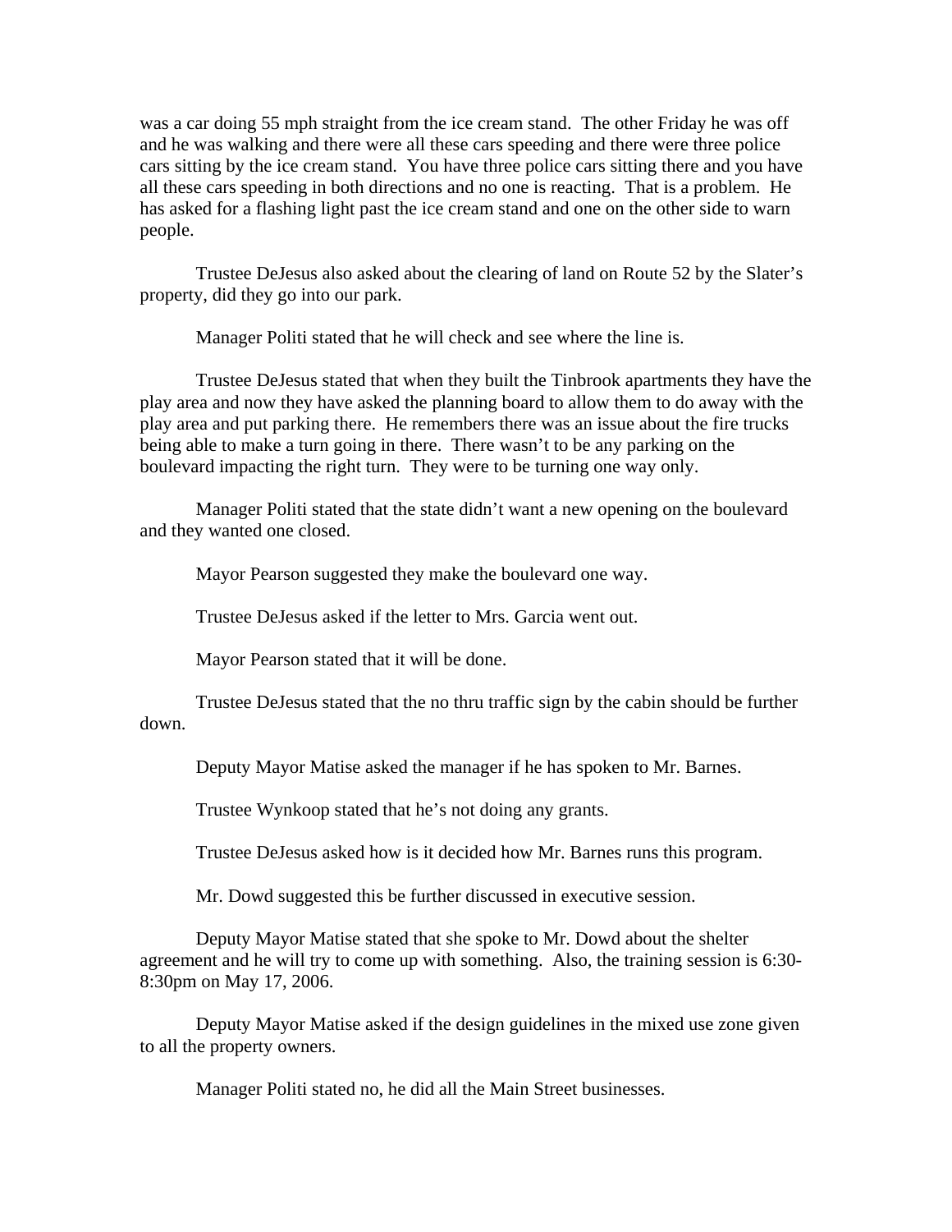was a car doing 55 mph straight from the ice cream stand. The other Friday he was off and he was walking and there were all these cars speeding and there were three police cars sitting by the ice cream stand. You have three police cars sitting there and you have all these cars speeding in both directions and no one is reacting. That is a problem. He has asked for a flashing light past the ice cream stand and one on the other side to warn people.

Trustee DeJesus also asked about the clearing of land on Route 52 by the Slater's property, did they go into our park.

Manager Politi stated that he will check and see where the line is.

Trustee DeJesus stated that when they built the Tinbrook apartments they have the play area and now they have asked the planning board to allow them to do away with the play area and put parking there. He remembers there was an issue about the fire trucks being able to make a turn going in there. There wasn't to be any parking on the boulevard impacting the right turn. They were to be turning one way only.

Manager Politi stated that the state didn't want a new opening on the boulevard and they wanted one closed.

Mayor Pearson suggested they make the boulevard one way.

Trustee DeJesus asked if the letter to Mrs. Garcia went out.

Mayor Pearson stated that it will be done.

Trustee DeJesus stated that the no thru traffic sign by the cabin should be further down.

Deputy Mayor Matise asked the manager if he has spoken to Mr. Barnes.

Trustee Wynkoop stated that he's not doing any grants.

Trustee DeJesus asked how is it decided how Mr. Barnes runs this program.

Mr. Dowd suggested this be further discussed in executive session.

Deputy Mayor Matise stated that she spoke to Mr. Dowd about the shelter agreement and he will try to come up with something. Also, the training session is 6:30-8:30pm on May 17, 2006.

Deputy Mayor Matise asked if the design guidelines in the mixed use zone given to all the property owners.

Manager Politi stated no, he did all the Main Street businesses.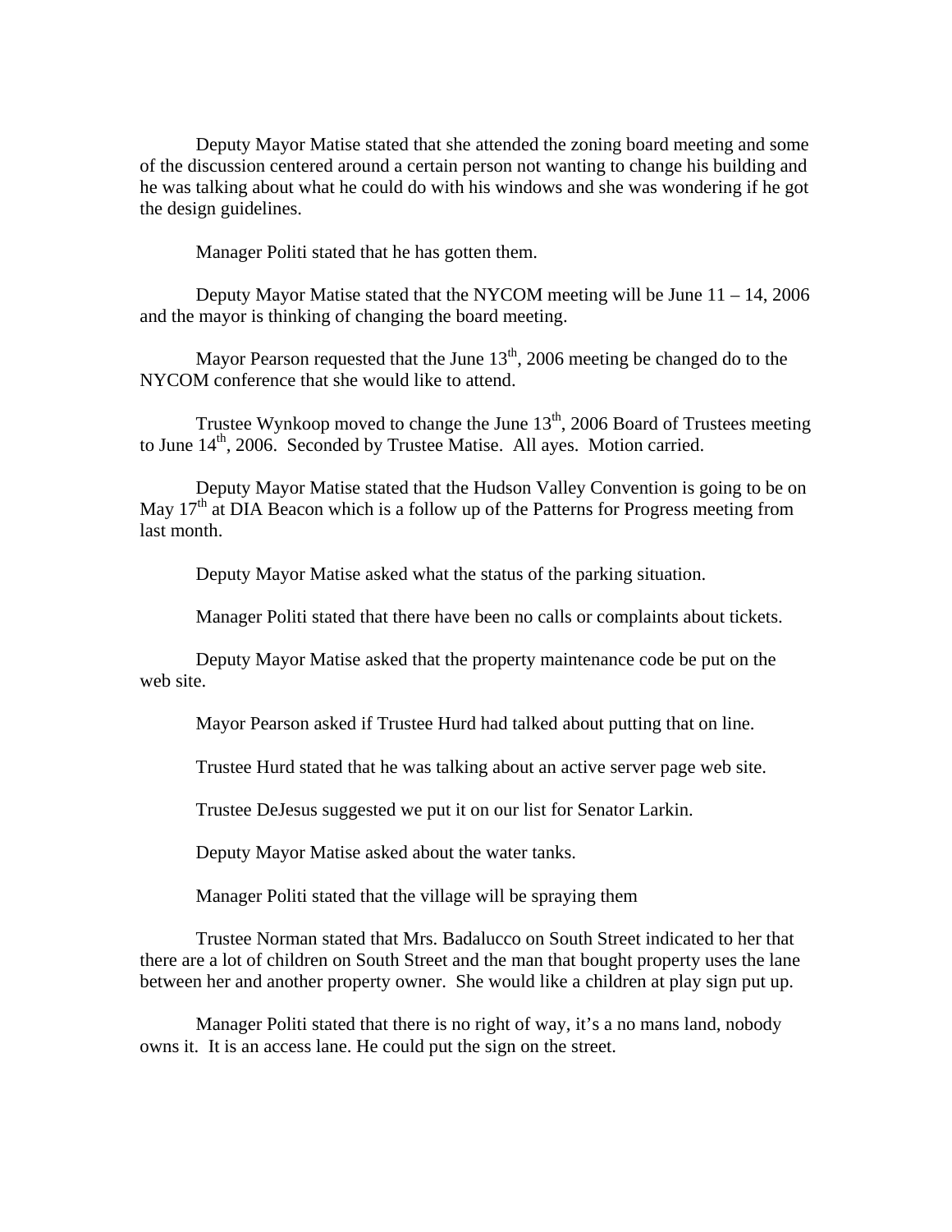Deputy Mayor Matise stated that she attended the zoning board meeting and some of the discussion centered around a certain person not wanting to change his building and he was talking about what he could do with his windows and she was wondering if he got the design guidelines.

Manager Politi stated that he has gotten them.

Deputy Mayor Matise stated that the NYCOM meeting will be June 11 – 14, 2006 and the mayor is thinking of changing the board meeting.

Mayor Pearson requested that the June 13th, 2006 meeting be changed do to the NYCOM conference that she would like to attend.

Trustee Wynkoop moved to change the June 13th, 2006 Board of Trustees meeting to June 14th, 2006. Seconded by Trustee Matise. All ayes. Motion carried.

Deputy Mayor Matise stated that the Hudson Valley Convention is going to be on May 17th at DIA Beacon which is a follow up of the Patterns for Progress meeting from last month.

Deputy Mayor Matise asked what the status of the parking situation.

Manager Politi stated that there have been no calls or complaints about tickets.

Deputy Mayor Matise asked that the property maintenance code be put on the web site.

Mayor Pearson asked if Trustee Hurd had talked about putting that on line.

Trustee Hurd stated that he was talking about an active server page web site.

Trustee DeJesus suggested we put it on our list for Senator Larkin.

Deputy Mayor Matise asked about the water tanks.

Manager Politi stated that the village will be spraying them

Trustee Norman stated that Mrs. Badalucco on South Street indicated to her that there are a lot of children on South Street and the man that bought property uses the lane between her and another property owner. She would like a children at play sign put up.

Manager Politi stated that there is no right of way, it's a no mans land, nobody owns it. It is an access lane. He could put the sign on the street.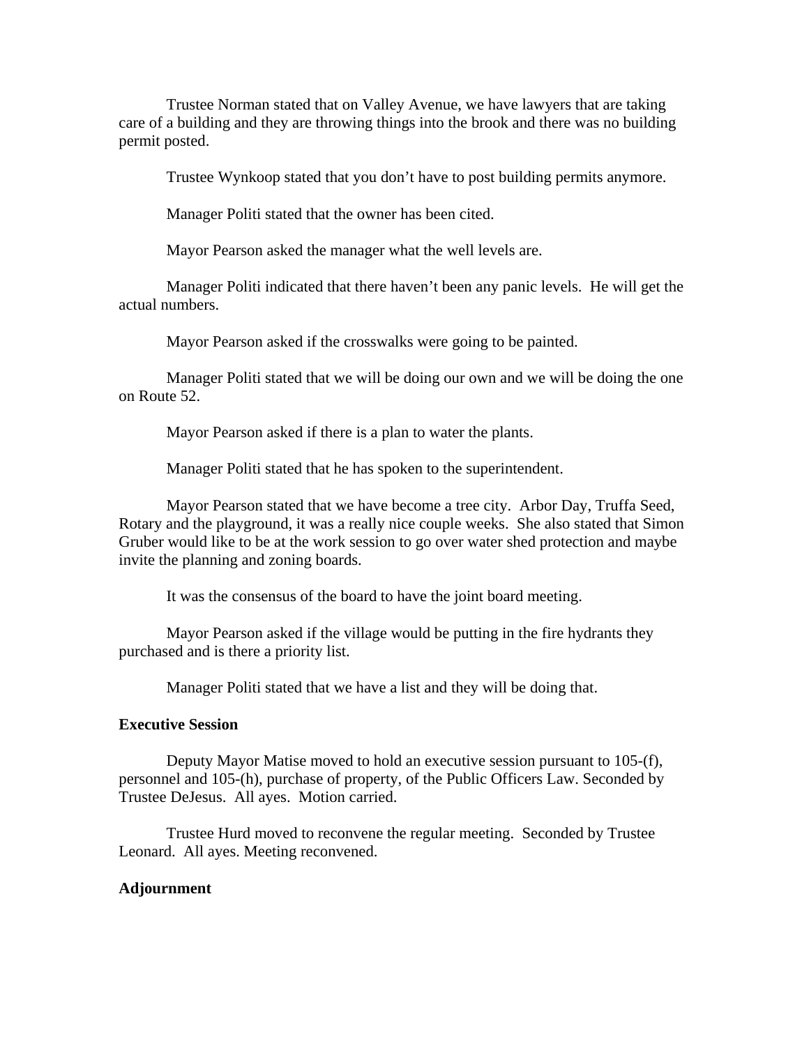Trustee Norman stated that on Valley Avenue, we have lawyers that are taking care of a building and they are throwing things into the brook and there was no building permit posted.

Trustee Wynkoop stated that you don't have to post building permits anymore.

Manager Politi stated that the owner has been cited.

Mayor Pearson asked the manager what the well levels are.

Manager Politi indicated that there haven't been any panic levels. He will get the actual numbers.

Mayor Pearson asked if the crosswalks were going to be painted.

Manager Politi stated that we will be doing our own and we will be doing the one on Route 52.

Mayor Pearson asked if there is a plan to water the plants.

Manager Politi stated that he has spoken to the superintendent.

Mayor Pearson stated that we have become a tree city. Arbor Day, Truffa Seed, Rotary and the playground, it was a really nice couple weeks. She also stated that Simon Gruber would like to be at the work session to go over water shed protection and maybe invite the planning and zoning boards.

It was the consensus of the board to have the joint board meeting.

Mayor Pearson asked if the village would be putting in the fire hydrants they purchased and is there a priority list.

Manager Politi stated that we have a list and they will be doing that.

**Executive Session**

Deputy Mayor Matise moved to hold an executive session pursuant to 105-(f), personnel and 105-(h), purchase of property, of the Public Officers Law. Seconded by Trustee DeJesus. All ayes. Motion carried.

Trustee Hurd moved to reconvene the regular meeting. Seconded by Trustee Leonard. All ayes. Meeting reconvened.

**Adjournment**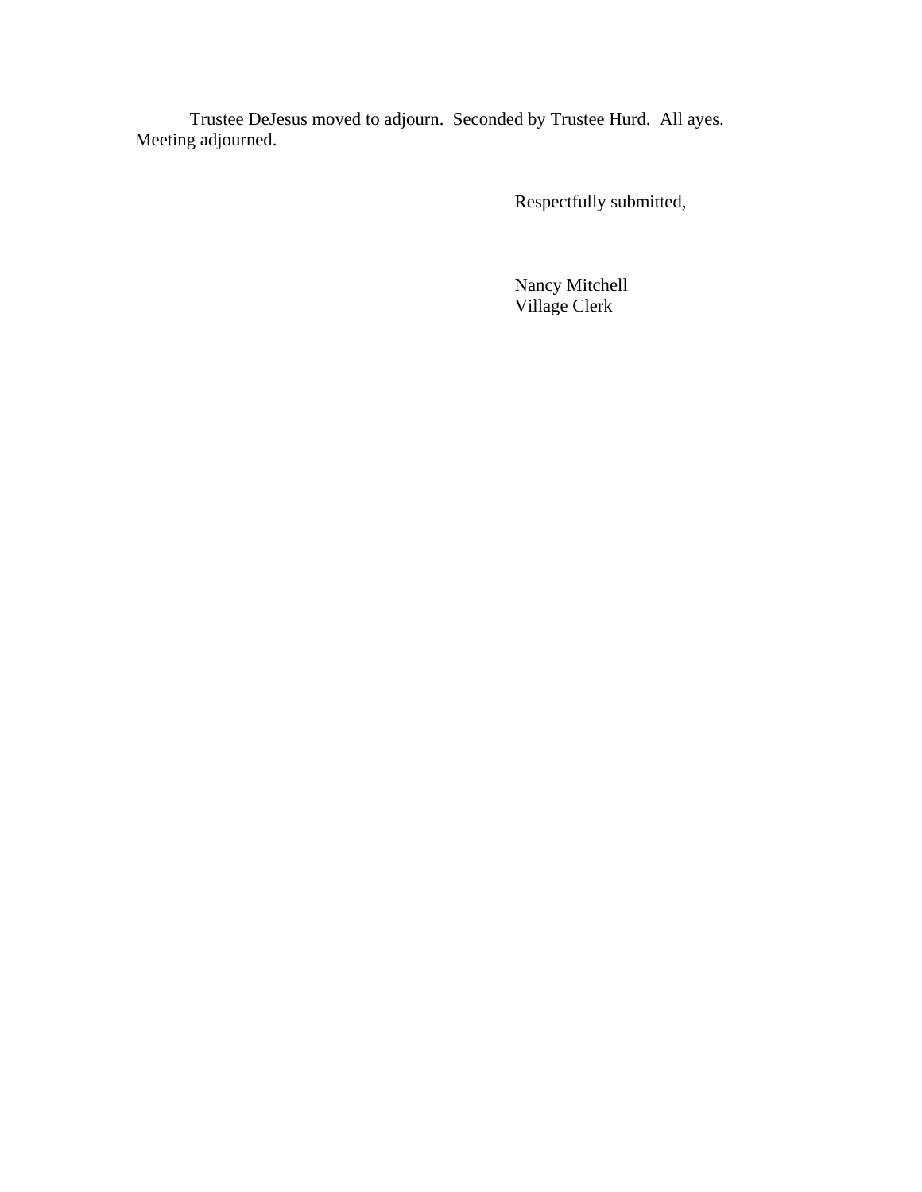Trustee DeJesus moved to adjourn. Seconded by Trustee Hurd. All ayes. Meeting adjourned.

Respectfully submitted,

Nancy Mitchell
Village Clerk